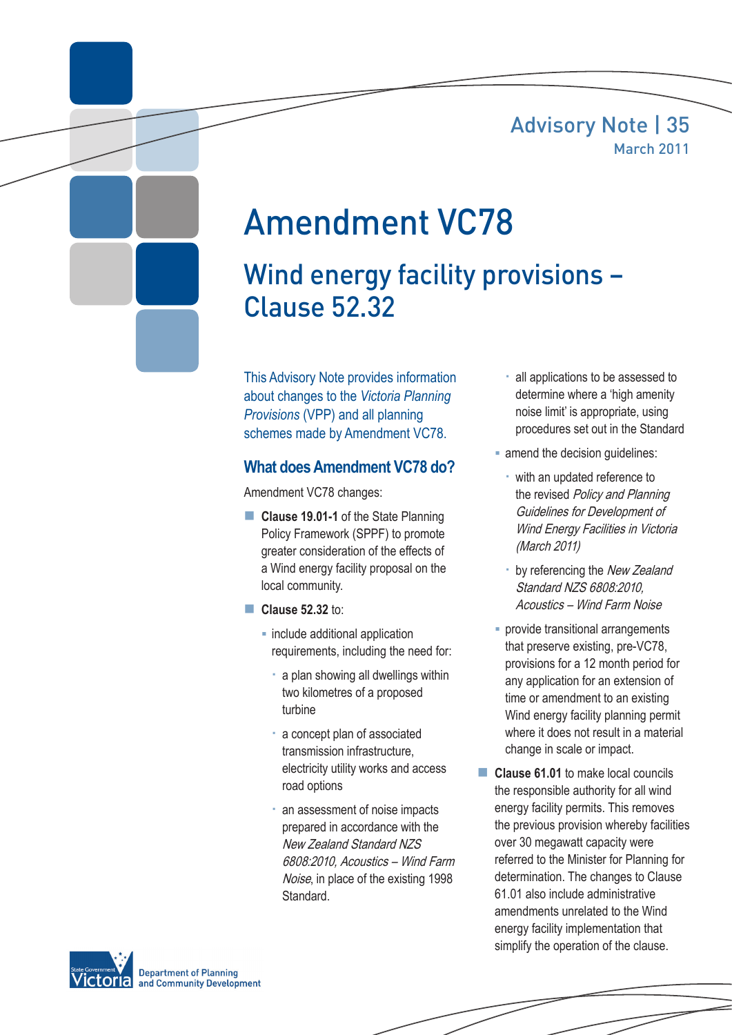Advisory Note | 35

March 2011

# Amendment VC78

## Wind energy facility provisions – Clause 52.32

This Advisory Note provides information about changes to the *Victoria Planning Provisions* (VPP) and all planning schemes made by Amendment VC78.

### What does Amendment VC78 do?

Amendment VC78 changes:

- **Clause 19.01-1** of the State Planning Policy Framework (SPPF) to promote greater consideration of the effects of a Wind energy facility proposal on the local community.
- **Clause 52.32** to:
  - include additional application requirements, including the need for:
    - a plan showing all dwellings within two kilometres of a proposed turbine
    - a concept plan of associated transmission infrastructure, electricity utility works and access road options
    - an assessment of noise impacts prepared in accordance with the *New Zealand Standard NZS 6808:2010, Acoustics – Wind Farm Noise*, in place of the existing 1998 Standard.
    - all applications to be assessed to determine where a 'high amenity noise limit' is appropriate, using procedures set out in the Standard
  - amend the decision guidelines:
    - with an updated reference to the revised *Policy and Planning Guidelines for Development of Wind Energy Facilities in Victoria (March 2011)*
    - by referencing the *New Zealand Standard NZS 6808:2010, Acoustics – Wind Farm Noise*
  - provide transitional arrangements that preserve existing, pre-VC78, provisions for a 12 month period for any application for an extension of time or amendment to an existing Wind energy facility planning permit where it does not result in a material change in scale or impact.
- **Clause 61.01** to make local councils the responsible authority for all wind energy facility permits. This removes the previous provision whereby facilities over 30 megawatt capacity were referred to the Minister for Planning for determination. The changes to Clause 61.01 also include administrative amendments unrelated to the Wind energy facility implementation that simplify the operation of the clause.

State Government Victoria – Department of Planning and Community Development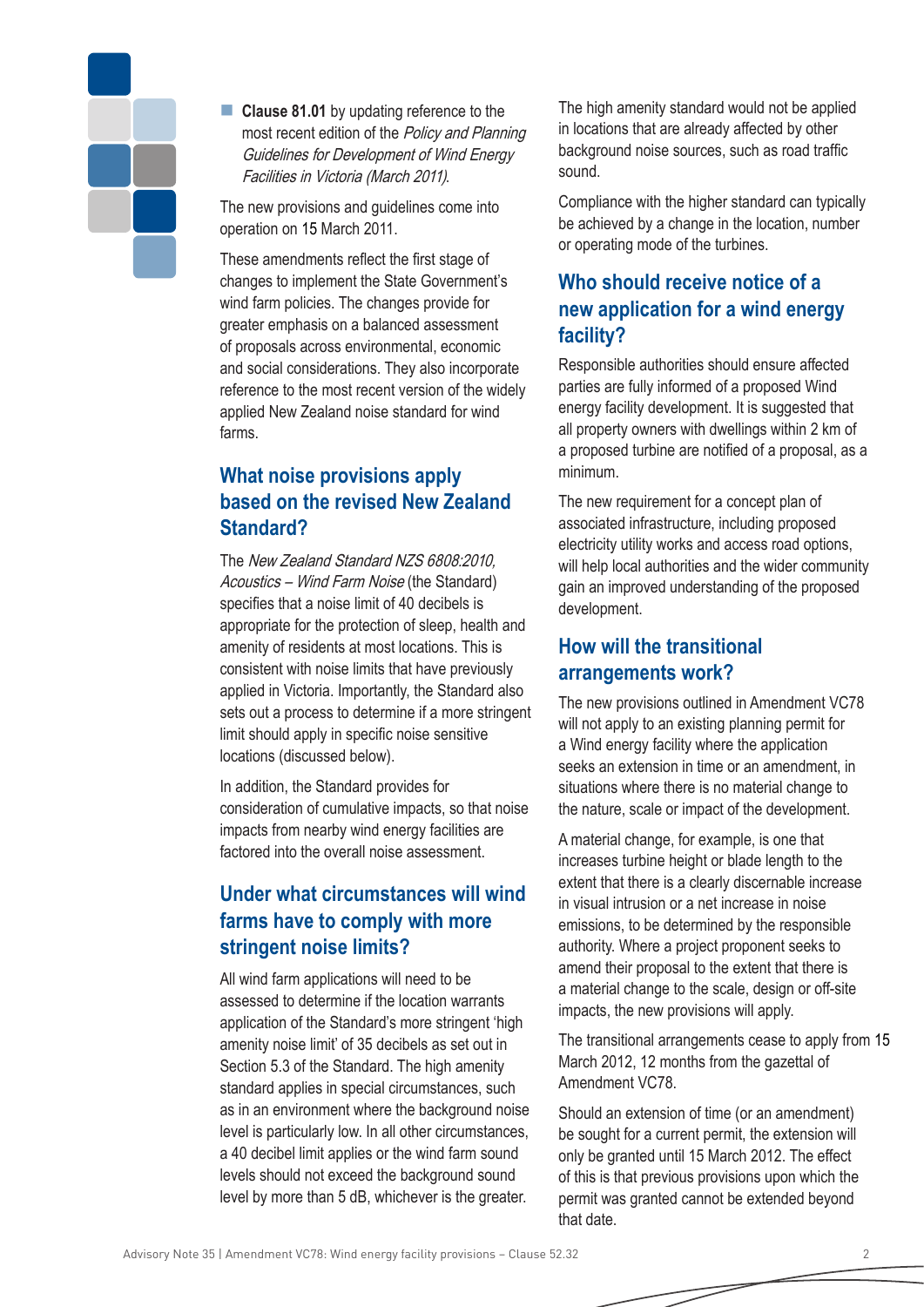- **Clause 81.01** by updating reference to the most recent edition of the *Policy and Planning Guidelines for Development of Wind Energy Facilities in Victoria (March 2011).*

The new provisions and guidelines come into operation on 15 March 2011.

These amendments reflect the first stage of changes to implement the State Government's wind farm policies. The changes provide for greater emphasis on a balanced assessment of proposals across environmental, economic and social considerations. They also incorporate reference to the most recent version of the widely applied New Zealand noise standard for wind farms.

## What noise provisions apply based on the revised New Zealand Standard?

The *New Zealand Standard NZS 6808:2010, Acoustics – Wind Farm Noise* (the Standard) specifies that a noise limit of 40 decibels is appropriate for the protection of sleep, health and amenity of residents at most locations. This is consistent with noise limits that have previously applied in Victoria. Importantly, the Standard also sets out a process to determine if a more stringent limit should apply in specific noise sensitive locations (discussed below).

In addition, the Standard provides for consideration of cumulative impacts, so that noise impacts from nearby wind energy facilities are factored into the overall noise assessment.

## Under what circumstances will wind farms have to comply with more stringent noise limits?

All wind farm applications will need to be assessed to determine if the location warrants application of the Standard's more stringent 'high amenity noise limit' of 35 decibels as set out in Section 5.3 of the Standard. The high amenity standard applies in special circumstances, such as in an environment where the background noise level is particularly low. In all other circumstances, a 40 decibel limit applies or the wind farm sound levels should not exceed the background sound level by more than 5 dB, whichever is the greater.

The high amenity standard would not be applied in locations that are already affected by other background noise sources, such as road traffic sound.

Compliance with the higher standard can typically be achieved by a change in the location, number or operating mode of the turbines.

## Who should receive notice of a new application for a wind energy facility?

Responsible authorities should ensure affected parties are fully informed of a proposed Wind energy facility development. It is suggested that all property owners with dwellings within 2 km of a proposed turbine are notified of a proposal, as a minimum.

The new requirement for a concept plan of associated infrastructure, including proposed electricity utility works and access road options, will help local authorities and the wider community gain an improved understanding of the proposed development.

## How will the transitional arrangements work?

The new provisions outlined in Amendment VC78 will not apply to an existing planning permit for a Wind energy facility where the application seeks an extension in time or an amendment, in situations where there is no material change to the nature, scale or impact of the development.

A material change, for example, is one that increases turbine height or blade length to the extent that there is a clearly discernable increase in visual intrusion or a net increase in noise emissions, to be determined by the responsible authority. Where a project proponent seeks to amend their proposal to the extent that there is a material change to the scale, design or off-site impacts, the new provisions will apply.

The transitional arrangements cease to apply from 15 March 2012, 12 months from the gazettal of Amendment VC78.

Should an extension of time (or an amendment) be sought for a current permit, the extension will only be granted until 15 March 2012. The effect of this is that previous provisions upon which the permit was granted cannot be extended beyond that date.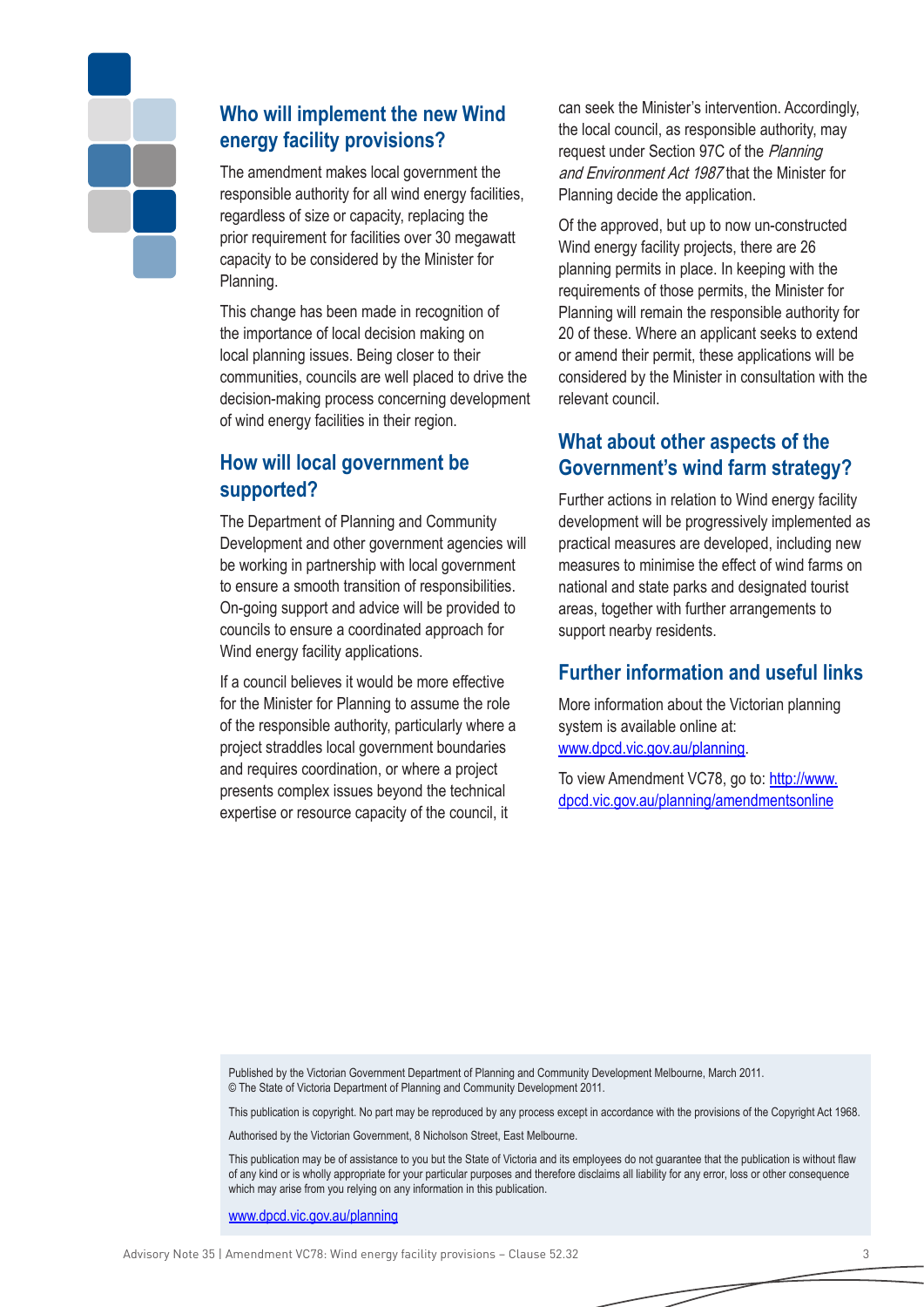## Who will implement the new Wind energy facility provisions?

The amendment makes local government the responsible authority for all wind energy facilities, regardless of size or capacity, replacing the prior requirement for facilities over 30 megawatt capacity to be considered by the Minister for Planning.

This change has been made in recognition of the importance of local decision making on local planning issues. Being closer to their communities, councils are well placed to drive the decision-making process concerning development of wind energy facilities in their region.

## How will local government be supported?

The Department of Planning and Community Development and other government agencies will be working in partnership with local government to ensure a smooth transition of responsibilities. On-going support and advice will be provided to councils to ensure a coordinated approach for Wind energy facility applications.

If a council believes it would be more effective for the Minister for Planning to assume the role of the responsible authority, particularly where a project straddles local government boundaries and requires coordination, or where a project presents complex issues beyond the technical expertise or resource capacity of the council, it can seek the Minister's intervention. Accordingly, the local council, as responsible authority, may request under Section 97C of the *Planning and Environment Act 1987* that the Minister for Planning decide the application.

Of the approved, but up to now un-constructed Wind energy facility projects, there are 26 planning permits in place. In keeping with the requirements of those permits, the Minister for Planning will remain the responsible authority for 20 of these. Where an applicant seeks to extend or amend their permit, these applications will be considered by the Minister in consultation with the relevant council.

## What about other aspects of the Government's wind farm strategy?

Further actions in relation to Wind energy facility development will be progressively implemented as practical measures are developed, including new measures to minimise the effect of wind farms on national and state parks and designated tourist areas, together with further arrangements to support nearby residents.

## Further information and useful links

More information about the Victorian planning system is available online at: www.dpcd.vic.gov.au/planning.

To view Amendment VC78, go to: http://www.dpcd.vic.gov.au/planning/amendmentsonline

Published by the Victorian Government Department of Planning and Community Development Melbourne, March 2011.
© The State of Victoria Department of Planning and Community Development 2011.

This publication is copyright. No part may be reproduced by any process except in accordance with the provisions of the Copyright Act 1968.

Authorised by the Victorian Government, 8 Nicholson Street, East Melbourne.

This publication may be of assistance to you but the State of Victoria and its employees do not guarantee that the publication is without flaw of any kind or is wholly appropriate for your particular purposes and therefore disclaims all liability for any error, loss or other consequence which may arise from you relying on any information in this publication.

www.dpcd.vic.gov.au/planning